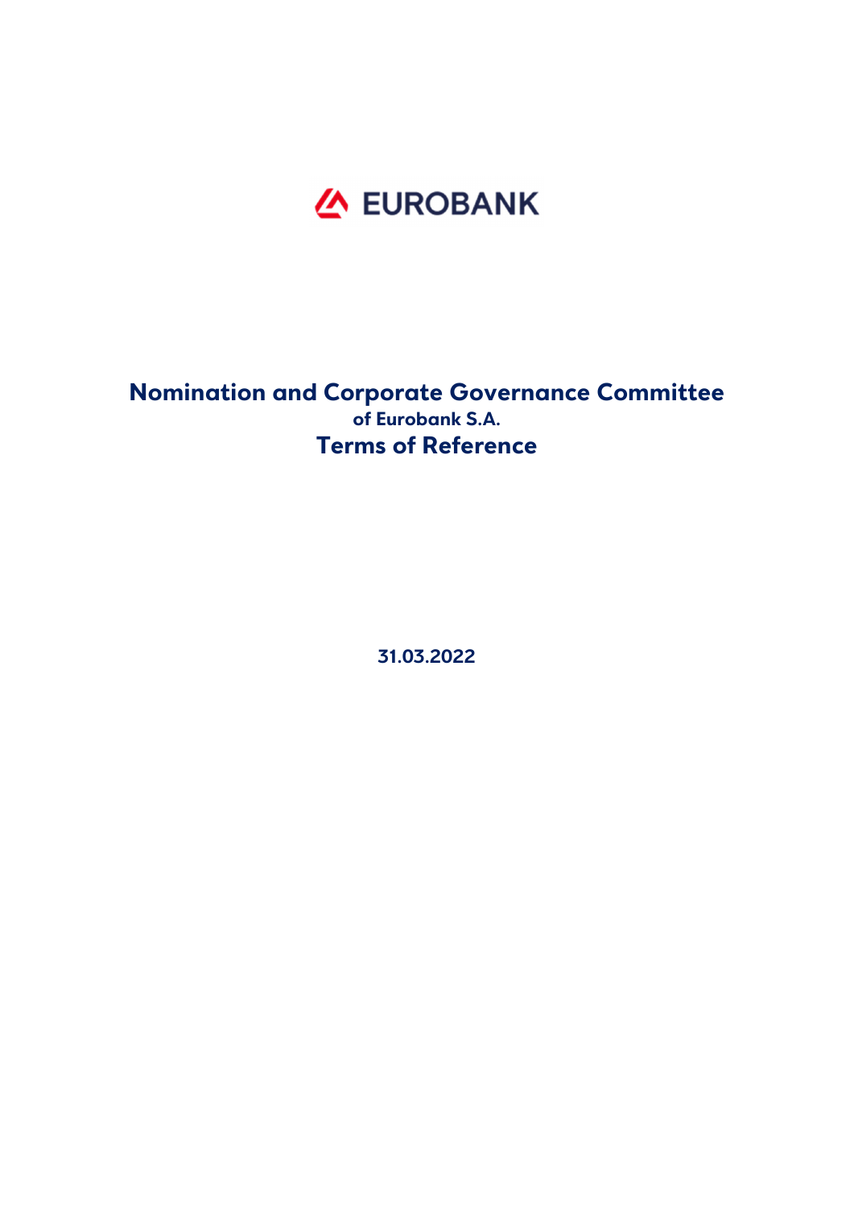EUROBANK

# Nomination and Corporate Governance Committee

**of Eurobank S.A.**

## Terms of Reference

**31.03.2022**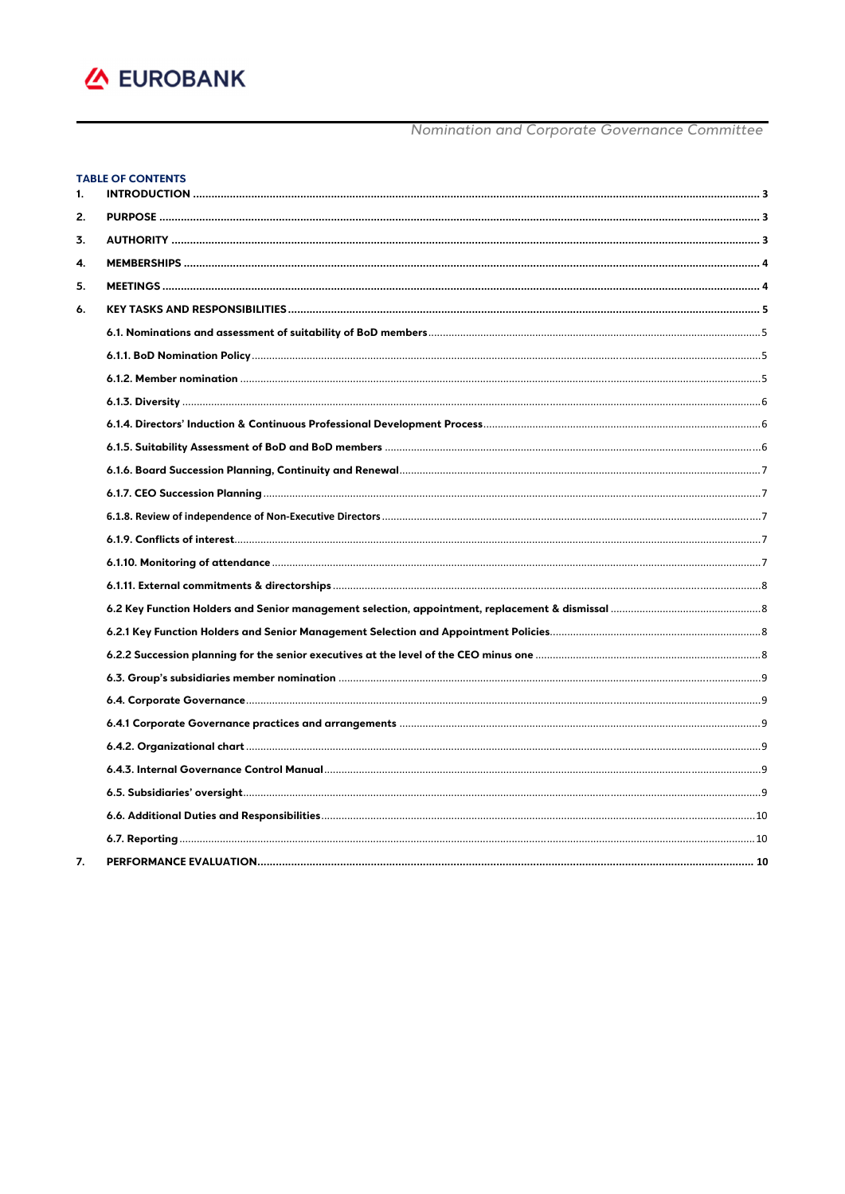**TABLE OF CONTENTS**

1. **INTRODUCTION** .......... 3
2. **PURPOSE** .......... 3
3. **AUTHORITY** .......... 3
4. **MEMBERSHIPS** .......... 4
5. **MEETINGS** .......... 4
6. **KEY TASKS AND RESPONSIBILITIES** .......... 5
   - **6.1. Nominations and assessment of suitability of BoD members** .......... 5
   - **6.1.1. BoD Nomination Policy** .......... 5
   - **6.1.2. Member nomination** .......... 5
   - **6.1.3. Diversity** .......... 6
   - **6.1.4. Directors' Induction & Continuous Professional Development Process** .......... 6
   - **6.1.5. Suitability Assessment of BoD and BoD members** .......... 6
   - **6.1.6. Board Succession Planning, Continuity and Renewal** .......... 7
   - **6.1.7. CEO Succession Planning** .......... 7
   - **6.1.8. Review of independence of Non-Executive Directors** .......... 7
   - **6.1.9. Conflicts of interest** .......... 7
   - **6.1.10. Monitoring of attendance** .......... 7
   - **6.1.11. External commitments & directorships** .......... 8
   - **6.2 Key Function Holders and Senior management selection, appointment, replacement & dismissal** .......... 8
   - **6.2.1 Key Function Holders and Senior Management Selection and Appointment Policies** .......... 8
   - **6.2.2 Succession planning for the senior executives at the level of the CEO minus one** .......... 8
   - **6.3. Group's subsidiaries member nomination** .......... 9
   - **6.4. Corporate Governance** .......... 9
   - **6.4.1 Corporate Governance practices and arrangements** .......... 9
   - **6.4.2. Organizational chart** .......... 9
   - **6.4.3. Internal Governance Control Manual** .......... 9
   - **6.5. Subsidiaries' oversight** .......... 9
   - **6.6. Additional Duties and Responsibilities** .......... 10
   - **6.7. Reporting** .......... 10
7. **PERFORMANCE EVALUATION** .......... 10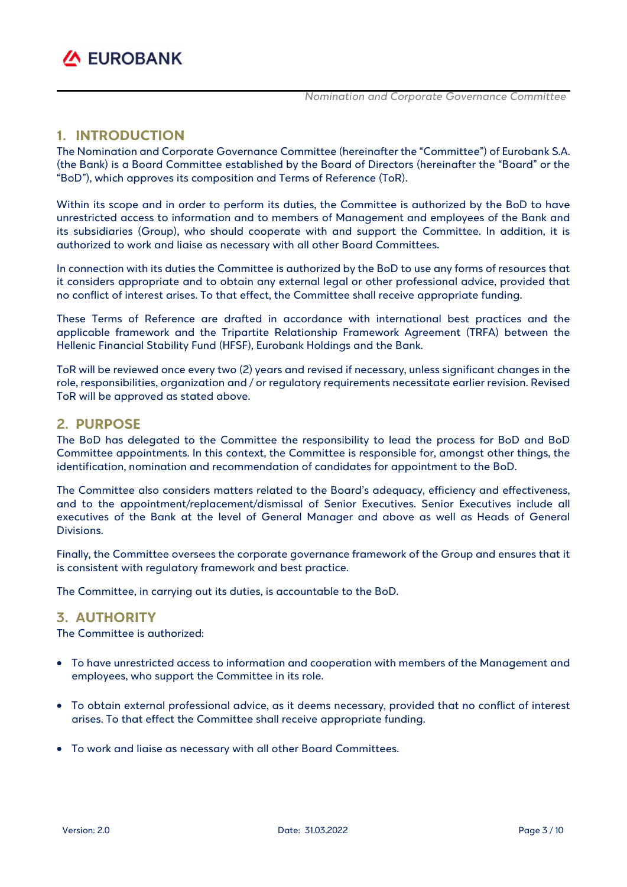## 1. INTRODUCTION

The Nomination and Corporate Governance Committee (hereinafter the "Committee") of Eurobank S.A. (the Bank) is a Board Committee established by the Board of Directors (hereinafter the "Board" or the "BoD"), which approves its composition and Terms of Reference (ToR).

Within its scope and in order to perform its duties, the Committee is authorized by the BoD to have unrestricted access to information and to members of Management and employees of the Bank and its subsidiaries (Group), who should cooperate with and support the Committee. In addition, it is authorized to work and liaise as necessary with all other Board Committees.

In connection with its duties the Committee is authorized by the BoD to use any forms of resources that it considers appropriate and to obtain any external legal or other professional advice, provided that no conflict of interest arises. To that effect, the Committee shall receive appropriate funding.

These Terms of Reference are drafted in accordance with international best practices and the applicable framework and the Tripartite Relationship Framework Agreement (TRFA) between the Hellenic Financial Stability Fund (HFSF), Eurobank Holdings and the Bank.

ToR will be reviewed once every two (2) years and revised if necessary, unless significant changes in the role, responsibilities, organization and / or regulatory requirements necessitate earlier revision. Revised ToR will be approved as stated above.

## 2. PURPOSE

The BoD has delegated to the Committee the responsibility to lead the process for BoD and BoD Committee appointments. In this context, the Committee is responsible for, amongst other things, the identification, nomination and recommendation of candidates for appointment to the BoD.

The Committee also considers matters related to the Board's adequacy, efficiency and effectiveness, and to the appointment/replacement/dismissal of Senior Executives. Senior Executives include all executives of the Bank at the level of General Manager and above as well as Heads of General Divisions.

Finally, the Committee oversees the corporate governance framework of the Group and ensures that it is consistent with regulatory framework and best practice.

The Committee, in carrying out its duties, is accountable to the BoD.

## 3. AUTHORITY

The Committee is authorized:

- To have unrestricted access to information and cooperation with members of the Management and employees, who support the Committee in its role.
- To obtain external professional advice, as it deems necessary, provided that no conflict of interest arises. To that effect the Committee shall receive appropriate funding.
- To work and liaise as necessary with all other Board Committees.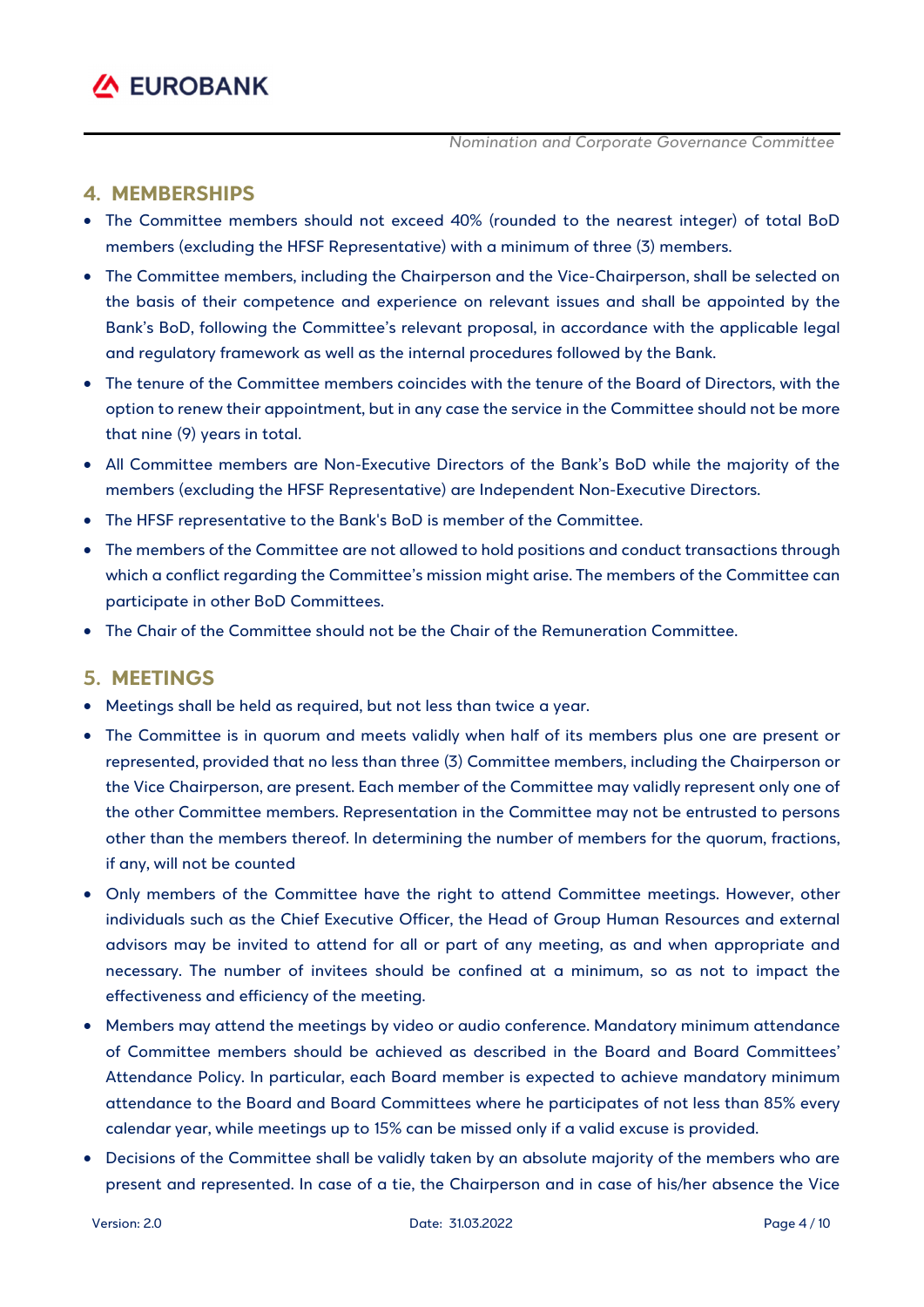## 4. MEMBERSHIPS

- The Committee members should not exceed 40% (rounded to the nearest integer) of total BoD members (excluding the HFSF Representative) with a minimum of three (3) members.
- The Committee members, including the Chairperson and the Vice-Chairperson, shall be selected on the basis of their competence and experience on relevant issues and shall be appointed by the Bank's BoD, following the Committee's relevant proposal, in accordance with the applicable legal and regulatory framework as well as the internal procedures followed by the Bank.
- The tenure of the Committee members coincides with the tenure of the Board of Directors, with the option to renew their appointment, but in any case the service in the Committee should not be more that nine (9) years in total.
- All Committee members are Non-Executive Directors of the Bank's BoD while the majority of the members (excluding the HFSF Representative) are Independent Non-Executive Directors.
- The HFSF representative to the Bank's BoD is member of the Committee.
- The members of the Committee are not allowed to hold positions and conduct transactions through which a conflict regarding the Committee's mission might arise. The members of the Committee can participate in other BoD Committees.
- The Chair of the Committee should not be the Chair of the Remuneration Committee.

## 5. MEETINGS

- Meetings shall be held as required, but not less than twice a year.
- The Committee is in quorum and meets validly when half of its members plus one are present or represented, provided that no less than three (3) Committee members, including the Chairperson or the Vice Chairperson, are present. Each member of the Committee may validly represent only one of the other Committee members. Representation in the Committee may not be entrusted to persons other than the members thereof. In determining the number of members for the quorum, fractions, if any, will not be counted
- Only members of the Committee have the right to attend Committee meetings. However, other individuals such as the Chief Executive Officer, the Head of Group Human Resources and external advisors may be invited to attend for all or part of any meeting, as and when appropriate and necessary. The number of invitees should be confined at a minimum, so as not to impact the effectiveness and efficiency of the meeting.
- Members may attend the meetings by video or audio conference. Mandatory minimum attendance of Committee members should be achieved as described in the Board and Board Committees' Attendance Policy. In particular, each Board member is expected to achieve mandatory minimum attendance to the Board and Board Committees where he participates of not less than 85% every calendar year, while meetings up to 15% can be missed only if a valid excuse is provided.
- Decisions of the Committee shall be validly taken by an absolute majority of the members who are present and represented. In case of a tie, the Chairperson and in case of his/her absence the Vice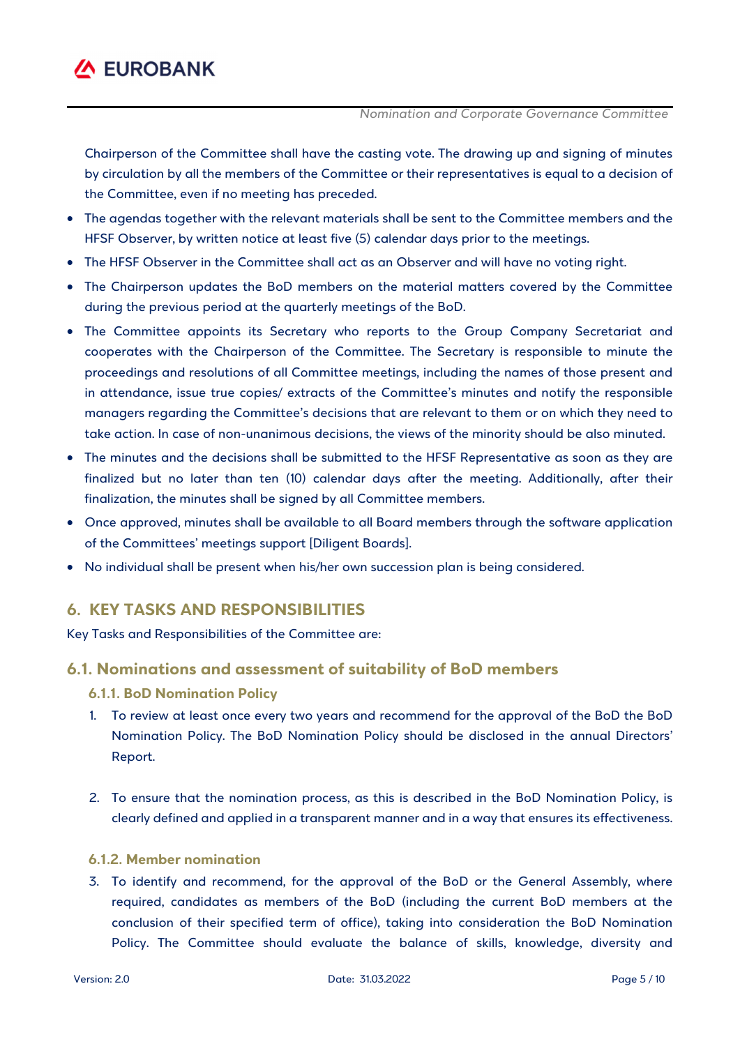Chairperson of the Committee shall have the casting vote. The drawing up and signing of minutes by circulation by all the members of the Committee or their representatives is equal to a decision of the Committee, even if no meeting has preceded.

- The agendas together with the relevant materials shall be sent to the Committee members and the HFSF Observer, by written notice at least five (5) calendar days prior to the meetings.
- The HFSF Observer in the Committee shall act as an Observer and will have no voting right.
- The Chairperson updates the BoD members on the material matters covered by the Committee during the previous period at the quarterly meetings of the BoD.
- The Committee appoints its Secretary who reports to the Group Company Secretariat and cooperates with the Chairperson of the Committee. The Secretary is responsible to minute the proceedings and resolutions of all Committee meetings, including the names of those present and in attendance, issue true copies/ extracts of the Committee's minutes and notify the responsible managers regarding the Committee's decisions that are relevant to them or on which they need to take action. In case of non-unanimous decisions, the views of the minority should be also minuted.
- The minutes and the decisions shall be submitted to the HFSF Representative as soon as they are finalized but no later than ten (10) calendar days after the meeting. Additionally, after their finalization, the minutes shall be signed by all Committee members.
- Once approved, minutes shall be available to all Board members through the software application of the Committees' meetings support [Diligent Boards].
- No individual shall be present when his/her own succession plan is being considered.

## 6. KEY TASKS AND RESPONSIBILITIES

Key Tasks and Responsibilities of the Committee are:

### 6.1. Nominations and assessment of suitability of BoD members

#### 6.1.1. BoD Nomination Policy

1. To review at least once every two years and recommend for the approval of the BoD the BoD Nomination Policy. The BoD Nomination Policy should be disclosed in the annual Directors' Report.

2. To ensure that the nomination process, as this is described in the BoD Nomination Policy, is clearly defined and applied in a transparent manner and in a way that ensures its effectiveness.

#### 6.1.2. Member nomination

3. To identify and recommend, for the approval of the BoD or the General Assembly, where required, candidates as members of the BoD (including the current BoD members at the conclusion of their specified term of office), taking into consideration the BoD Nomination Policy. The Committee should evaluate the balance of skills, knowledge, diversity and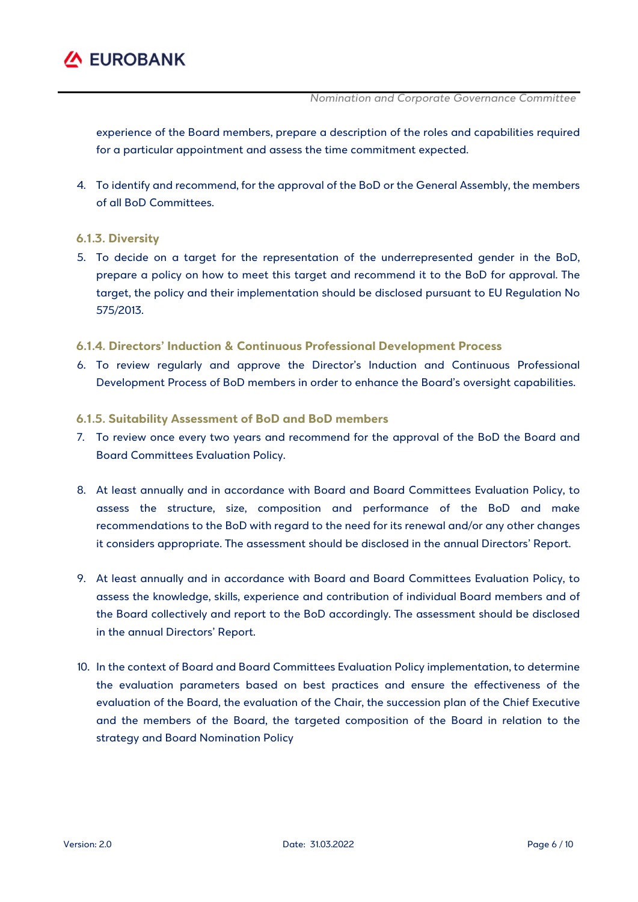experience of the Board members, prepare a description of the roles and capabilities required for a particular appointment and assess the time commitment expected.

4. To identify and recommend, for the approval of the BoD or the General Assembly, the members of all BoD Committees.

#### 6.1.3. Diversity

5. To decide on a target for the representation of the underrepresented gender in the BoD, prepare a policy on how to meet this target and recommend it to the BoD for approval. The target, the policy and their implementation should be disclosed pursuant to EU Regulation No 575/2013.

#### 6.1.4. Directors' Induction & Continuous Professional Development Process

6. To review regularly and approve the Director's Induction and Continuous Professional Development Process of BoD members in order to enhance the Board's oversight capabilities.

#### 6.1.5. Suitability Assessment of BoD and BoD members

7. To review once every two years and recommend for the approval of the BoD the Board and Board Committees Evaluation Policy.

8. At least annually and in accordance with Board and Board Committees Evaluation Policy, to assess the structure, size, composition and performance of the BoD and make recommendations to the BoD with regard to the need for its renewal and/or any other changes it considers appropriate. The assessment should be disclosed in the annual Directors' Report.

9. At least annually and in accordance with Board and Board Committees Evaluation Policy, to assess the knowledge, skills, experience and contribution of individual Board members and of the Board collectively and report to the BoD accordingly. The assessment should be disclosed in the annual Directors' Report.

10. In the context of Board and Board Committees Evaluation Policy implementation, to determine the evaluation parameters based on best practices and ensure the effectiveness of the evaluation of the Board, the evaluation of the Chair, the succession plan of the Chief Executive and the members of the Board, the targeted composition of the Board in relation to the strategy and Board Nomination Policy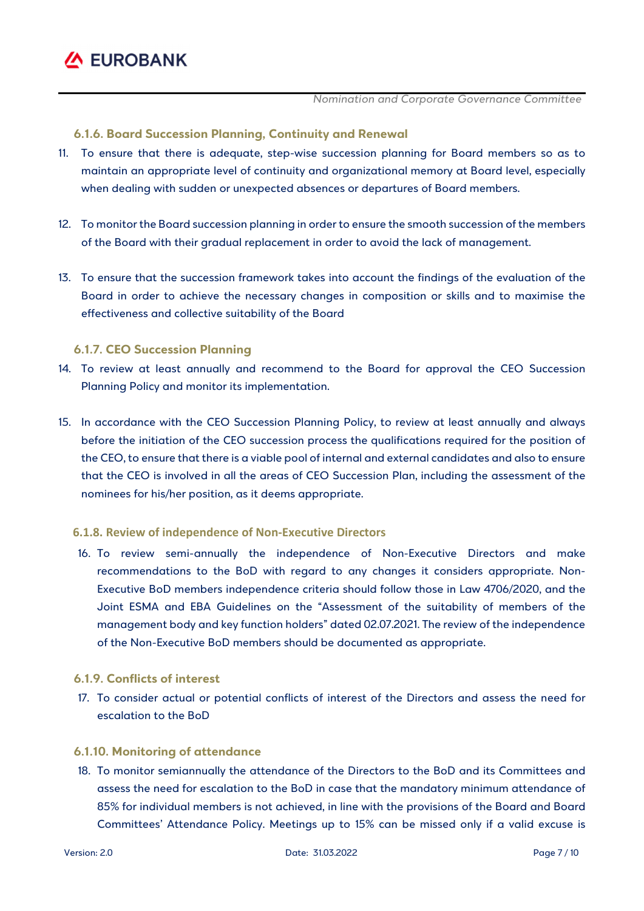#### 6.1.6. Board Succession Planning, Continuity and Renewal

11. To ensure that there is adequate, step-wise succession planning for Board members so as to maintain an appropriate level of continuity and organizational memory at Board level, especially when dealing with sudden or unexpected absences or departures of Board members.

12. To monitor the Board succession planning in order to ensure the smooth succession of the members of the Board with their gradual replacement in order to avoid the lack of management.

13. To ensure that the succession framework takes into account the findings of the evaluation of the Board in order to achieve the necessary changes in composition or skills and to maximise the effectiveness and collective suitability of the Board

#### 6.1.7. CEO Succession Planning

14. To review at least annually and recommend to the Board for approval the CEO Succession Planning Policy and monitor its implementation.

15. In accordance with the CEO Succession Planning Policy, to review at least annually and always before the initiation of the CEO succession process the qualifications required for the position of the CEO, to ensure that there is a viable pool of internal and external candidates and also to ensure that the CEO is involved in all the areas of CEO Succession Plan, including the assessment of the nominees for his/her position, as it deems appropriate.

#### 6.1.8. Review of independence of Non-Executive Directors

16. To review semi-annually the independence of Non-Executive Directors and make recommendations to the BoD with regard to any changes it considers appropriate. Non-Executive BoD members independence criteria should follow those in Law 4706/2020, and the Joint ESMA and EBA Guidelines on the "Assessment of the suitability of members of the management body and key function holders" dated 02.07.2021. The review of the independence of the Non-Executive BoD members should be documented as appropriate.

#### 6.1.9. Conflicts of interest

17. To consider actual or potential conflicts of interest of the Directors and assess the need for escalation to the BoD

#### 6.1.10. Monitoring of attendance

18. To monitor semiannually the attendance of the Directors to the BoD and its Committees and assess the need for escalation to the BoD in case that the mandatory minimum attendance of 85% for individual members is not achieved, in line with the provisions of the Board and Board Committees' Attendance Policy. Meetings up to 15% can be missed only if a valid excuse is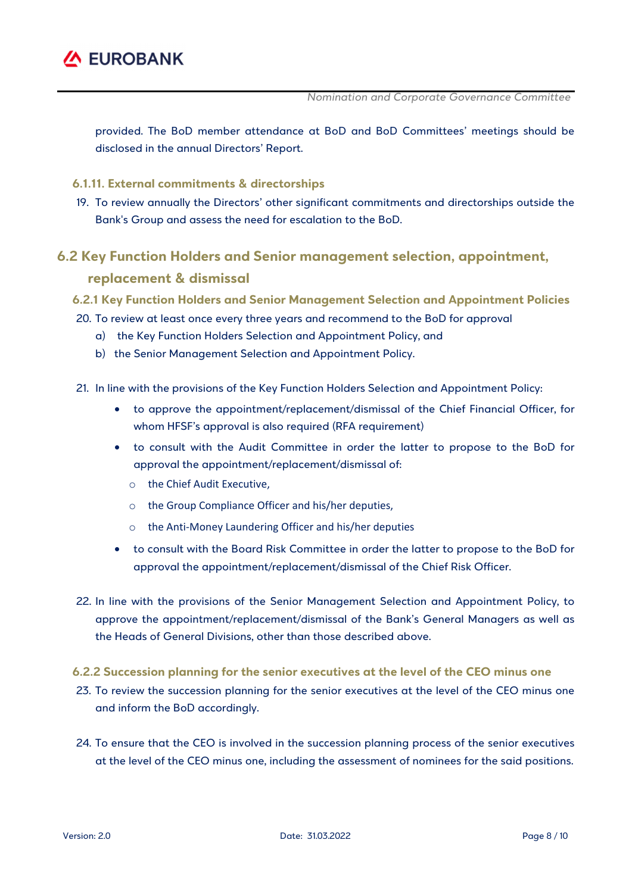provided. The BoD member attendance at BoD and BoD Committees' meetings should be disclosed in the annual Directors' Report.

#### 6.1.11. External commitments & directorships

19. To review annually the Directors' other significant commitments and directorships outside the Bank's Group and assess the need for escalation to the BoD.

## 6.2 Key Function Holders and Senior management selection, appointment, replacement & dismissal

### 6.2.1 Key Function Holders and Senior Management Selection and Appointment Policies

20. To review at least once every three years and recommend to the BoD for approval
    a) the Key Function Holders Selection and Appointment Policy, and
    b) the Senior Management Selection and Appointment Policy.

21. In line with the provisions of the Key Function Holders Selection and Appointment Policy:
    - to approve the appointment/replacement/dismissal of the Chief Financial Officer, for whom HFSF's approval is also required (RFA requirement)
    - to consult with the Audit Committee in order the latter to propose to the BoD for approval the appointment/replacement/dismissal of:
        - the Chief Audit Executive,
        - the Group Compliance Officer and his/her deputies,
        - the Anti-Money Laundering Officer and his/her deputies
    - to consult with the Board Risk Committee in order the latter to propose to the BoD for approval the appointment/replacement/dismissal of the Chief Risk Officer.

22. In line with the provisions of the Senior Management Selection and Appointment Policy, to approve the appointment/replacement/dismissal of the Bank's General Managers as well as the Heads of General Divisions, other than those described above.

### 6.2.2 Succession planning for the senior executives at the level of the CEO minus one

23. To review the succession planning for the senior executives at the level of the CEO minus one and inform the BoD accordingly.

24. To ensure that the CEO is involved in the succession planning process of the senior executives at the level of the CEO minus one, including the assessment of nominees for the said positions.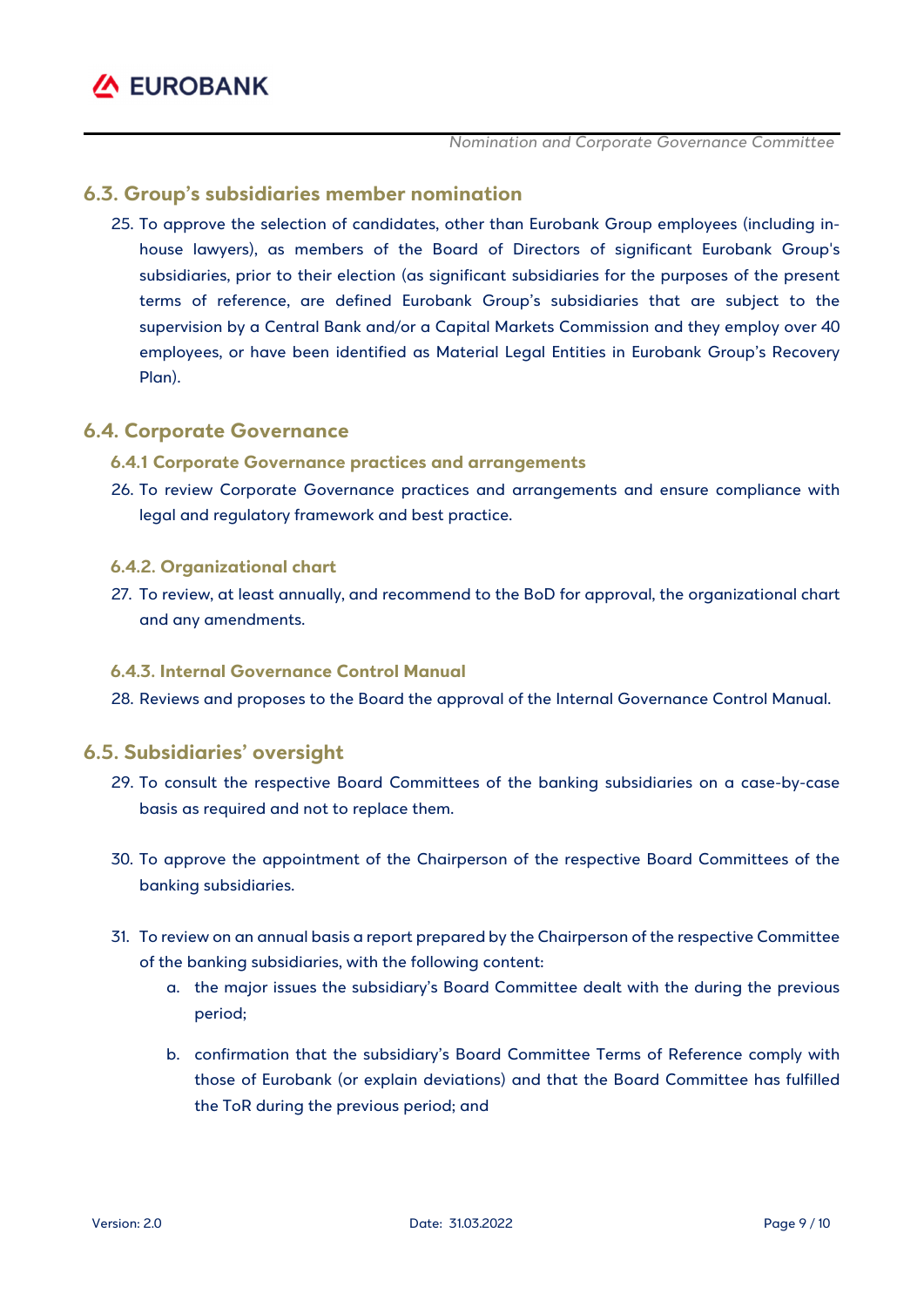## 6.3. Group's subsidiaries member nomination

25. To approve the selection of candidates, other than Eurobank Group employees (including in-house lawyers), as members of the Board of Directors of significant Eurobank Group's subsidiaries, prior to their election (as significant subsidiaries for the purposes of the present terms of reference, are defined Eurobank Group's subsidiaries that are subject to the supervision by a Central Bank and/or a Capital Markets Commission and they employ over 40 employees, or have been identified as Material Legal Entities in Eurobank Group's Recovery Plan).

## 6.4. Corporate Governance

### 6.4.1 Corporate Governance practices and arrangements

26. To review Corporate Governance practices and arrangements and ensure compliance with legal and regulatory framework and best practice.

### 6.4.2. Organizational chart

27. To review, at least annually, and recommend to the BoD for approval, the organizational chart and any amendments.

### 6.4.3. Internal Governance Control Manual

28. Reviews and proposes to the Board the approval of the Internal Governance Control Manual.

## 6.5. Subsidiaries' oversight

29. To consult the respective Board Committees of the banking subsidiaries on a case-by-case basis as required and not to replace them.

30. To approve the appointment of the Chairperson of the respective Board Committees of the banking subsidiaries.

31. To review on an annual basis a report prepared by the Chairperson of the respective Committee of the banking subsidiaries, with the following content:
    a. the major issues the subsidiary's Board Committee dealt with the during the previous period;
    b. confirmation that the subsidiary's Board Committee Terms of Reference comply with those of Eurobank (or explain deviations) and that the Board Committee has fulfilled the ToR during the previous period; and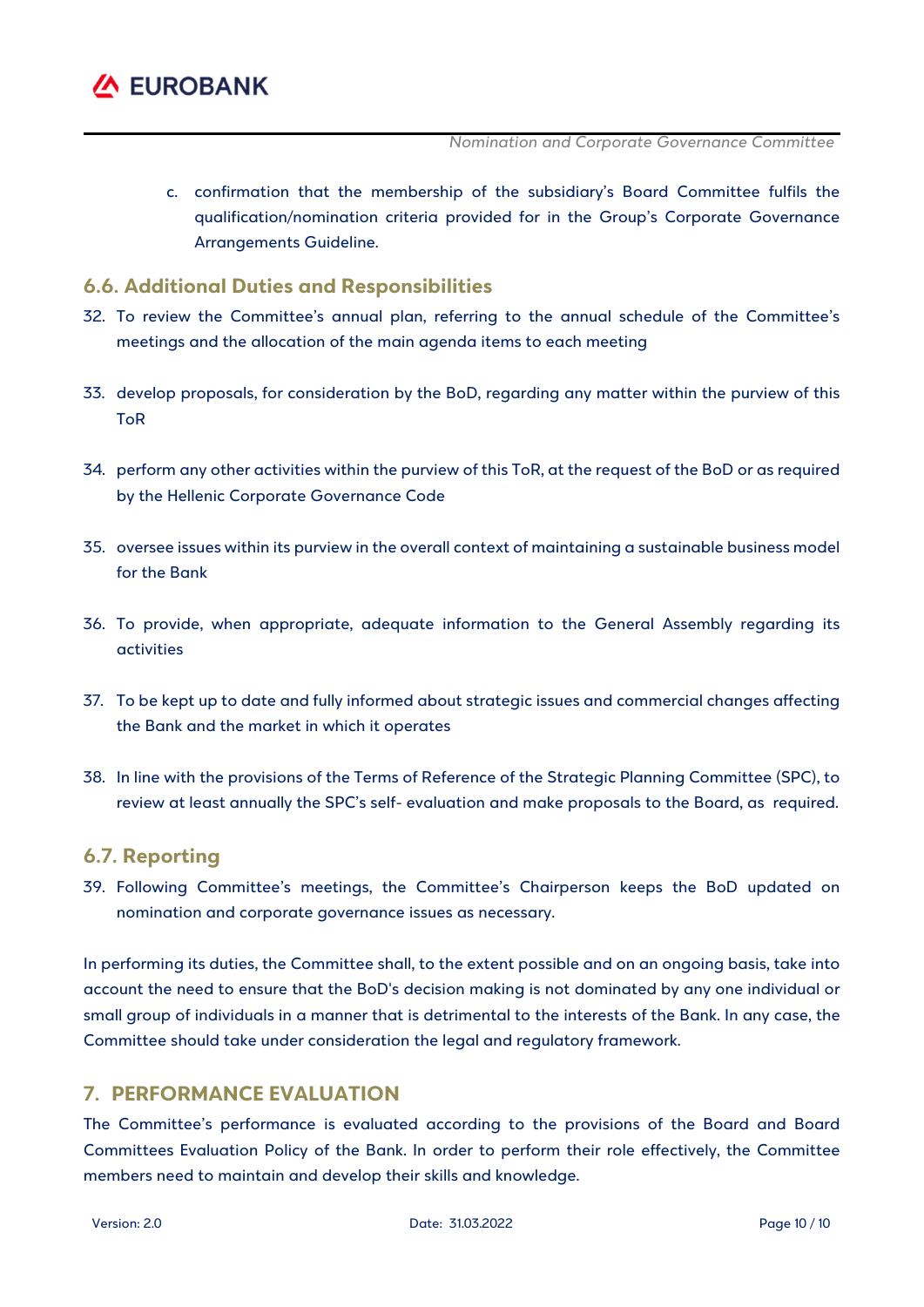c. confirmation that the membership of the subsidiary's Board Committee fulfils the qualification/nomination criteria provided for in the Group's Corporate Governance Arrangements Guideline.

### 6.6. Additional Duties and Responsibilities

32. To review the Committee's annual plan, referring to the annual schedule of the Committee's meetings and the allocation of the main agenda items to each meeting

33. develop proposals, for consideration by the BoD, regarding any matter within the purview of this ToR

34. perform any other activities within the purview of this ToR, at the request of the BoD or as required by the Hellenic Corporate Governance Code

35. oversee issues within its purview in the overall context of maintaining a sustainable business model for the Bank

36. To provide, when appropriate, adequate information to the General Assembly regarding its activities

37. To be kept up to date and fully informed about strategic issues and commercial changes affecting the Bank and the market in which it operates

38. In line with the provisions of the Terms of Reference of the Strategic Planning Committee (SPC), to review at least annually the SPC's self- evaluation and make proposals to the Board, as required.

### 6.7. Reporting

39. Following Committee's meetings, the Committee's Chairperson keeps the BoD updated on nomination and corporate governance issues as necessary.

In performing its duties, the Committee shall, to the extent possible and on an ongoing basis, take into account the need to ensure that the BoD's decision making is not dominated by any one individual or small group of individuals in a manner that is detrimental to the interests of the Bank. In any case, the Committee should take under consideration the legal and regulatory framework.

## 7. PERFORMANCE EVALUATION

The Committee's performance is evaluated according to the provisions of the Board and Board Committees Evaluation Policy of the Bank. In order to perform their role effectively, the Committee members need to maintain and develop their skills and knowledge.